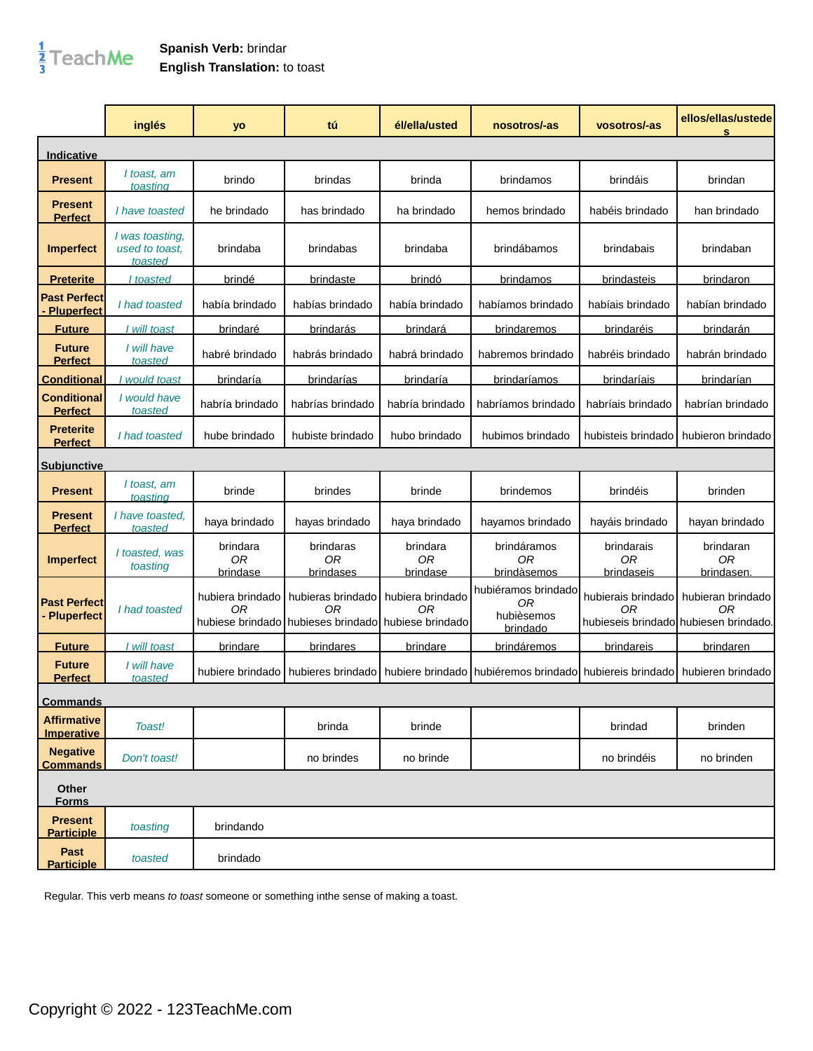**Spanish Verb:** brindar
**English Translation:** to toast

| | inglés | yo | tú | él/ella/usted | nosotros/-as | vosotros/-as | ellos/ellas/ustedes |
|---|---|---|---|---|---|---|---|
| **Indicative** | | | | | | | |
| **Present** | *I toast, am toasting* | brindo | brindas | brinda | brindamos | brindáis | brindan |
| **Present Perfect** | *I have toasted* | he brindado | has brindado | ha brindado | hemos brindado | habéis brindado | han brindado |
| **Imperfect** | *I was toasting, used to toast, toasted* | brindaba | brindabas | brindaba | brindábamos | brindabais | brindaban |
| **Preterite** | *I toasted* | brindé | brindaste | brindó | brindamos | brindasteis | brindaron |
| **Past Perfect - Pluperfect** | *I had toasted* | había brindado | habías brindado | había brindado | habíamos brindado | habíais brindado | habían brindado |
| **Future** | *I will toast* | brindaré | brindarás | brindará | brindaremos | brindaréis | brindarán |
| **Future Perfect** | *I will have toasted* | habré brindado | habrás brindado | habrá brindado | habremos brindado | habréis brindado | habrán brindado |
| **Conditional** | *I would toast* | brindaría | brindarías | brindaría | brindaríamos | brindaríais | brindarían |
| **Conditional Perfect** | *I would have toasted* | habría brindado | habrías brindado | habría brindado | habríamos brindado | habríais brindado | habrían brindado |
| **Preterite Perfect** | *I had toasted* | hube brindado | hubiste brindado | hubo brindado | hubimos brindado | hubisteis brindado | hubieron brindado |
| **Subjunctive** | | | | | | | |
| **Present** | *I toast, am toasting* | brinde | brindes | brinde | brindemos | brindéis | brinden |
| **Present Perfect** | *I have toasted, toasted* | haya brindado | hayas brindado | haya brindado | hayamos brindado | hayáis brindado | hayan brindado |
| **Imperfect** | *I toasted, was toasting* | brindara *OR* brindase | brindaras *OR* brindases | brindara *OR* brindase | brindáramos *OR* brindàsemos | brindarais *OR* brindaseis | brindaran *OR* brindasen. |
| **Past Perfect - Pluperfect** | *I had toasted* | hubiera brindado *OR* hubiese brindado | hubieras brindado *OR* hubieses brindado | hubiera brindado *OR* hubiese brindado | hubiéramos brindado *OR* hubièsemos brindado | hubierais brindado *OR* hubieseis brindado | hubieran brindado *OR* hubiesen brindado. |
| **Future** | *I will toast* | brindare | brindares | brindare | brindáremos | brindareis | brindaren |
| **Future Perfect** | *I will have toasted* | hubiere brindado | hubieres brindado | hubiere brindado | hubiéremos brindado | hubiereis brindado | hubieren brindado |
| **Commands** | | | | | | | |
| **Affirmative Imperative** | *Toast!* | | brinda | brinde | | brindad | brinden |
| **Negative Commands** | *Don't toast!* | | no brindes | no brinde | | no brindéis | no brinden |
| **Other Forms** | | | | | | | |
| **Present Participle** | *toasting* | brindando | | | | | |
| **Past Participle** | *toasted* | brindado | | | | | |

Regular. This verb means *to toast* someone or something inthe sense of making a toast.

Copyright © 2022 - 123TeachMe.com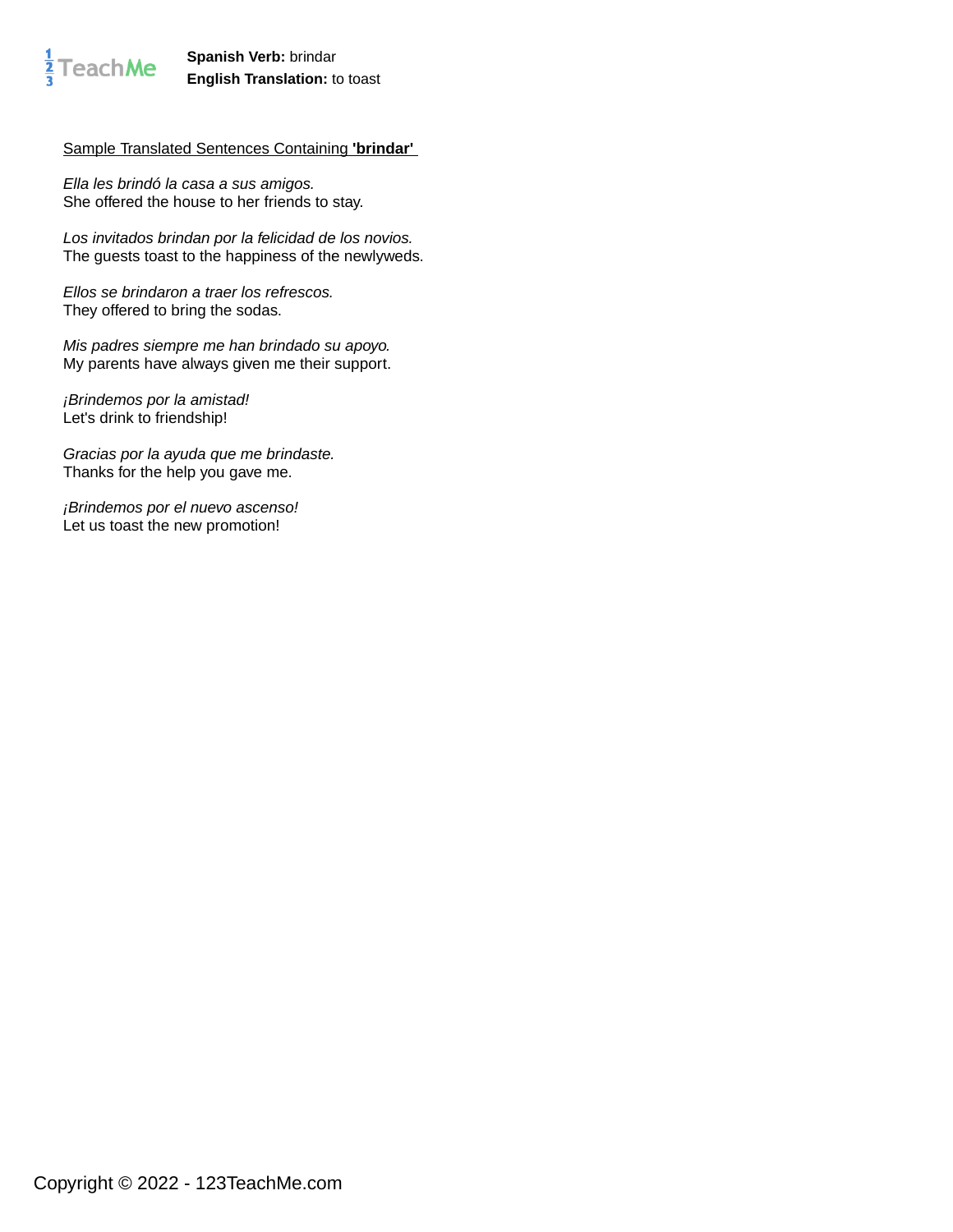**Spanish Verb:** brindar
**English Translation:** to toast

Sample Translated Sentences Containing **'brindar'**

*Ella les brindó la casa a sus amigos.*
She offered the house to her friends to stay.

*Los invitados brindan por la felicidad de los novios.*
The guests toast to the happiness of the newlyweds.

*Ellos se brindaron a traer los refrescos.*
They offered to bring the sodas.

*Mis padres siempre me han brindado su apoyo.*
My parents have always given me their support.

*¡Brindemos por la amistad!*
Let's drink to friendship!

*Gracias por la ayuda que me brindaste.*
Thanks for the help you gave me.

*¡Brindemos por el nuevo ascenso!*
Let us toast the new promotion!